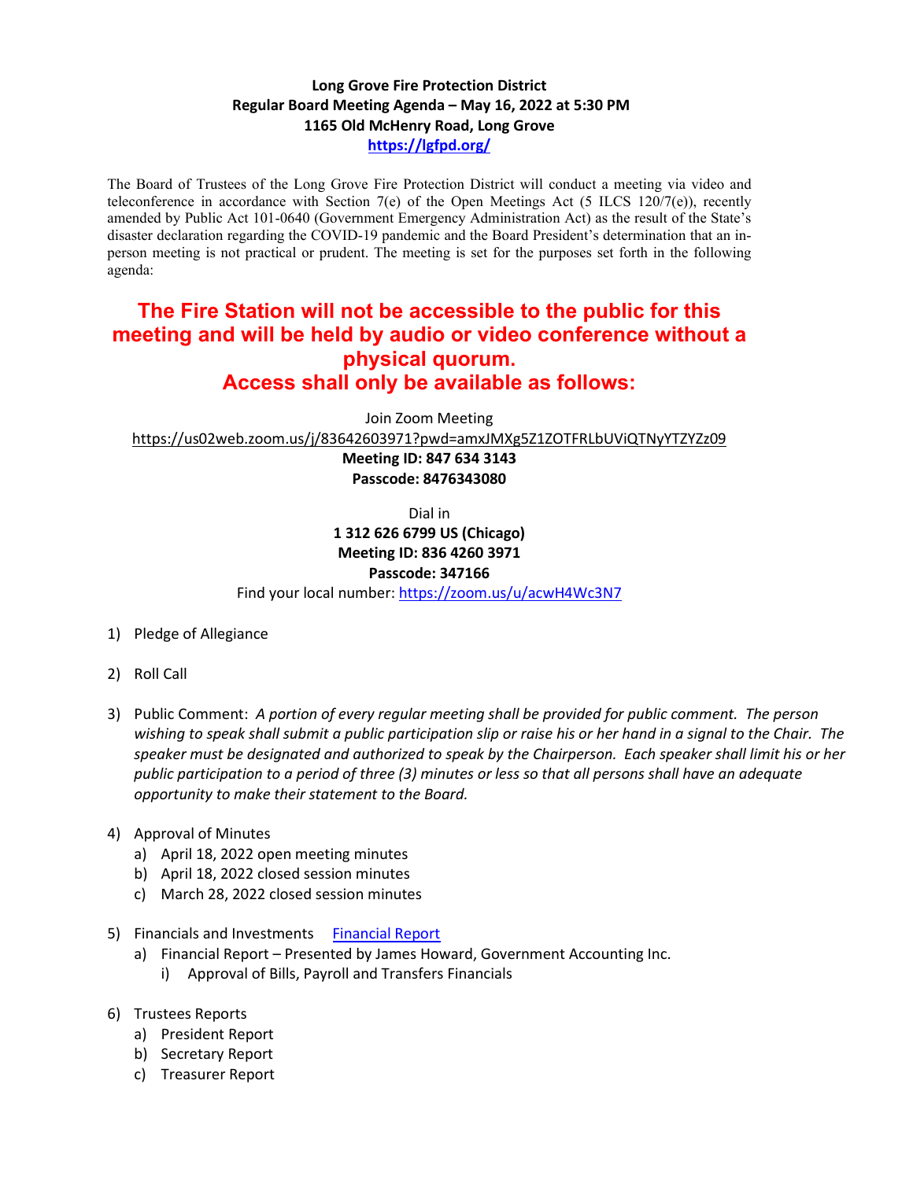**Long Grove Fire Protection District**
**Regular Board Meeting Agenda – May 16, 2022 at 5:30 PM**
**1165 Old McHenry Road, Long Grove**
**https://lgfpd.org/**

The Board of Trustees of the Long Grove Fire Protection District will conduct a meeting via video and teleconference in accordance with Section 7(e) of the Open Meetings Act (5 ILCS 120/7(e)), recently amended by Public Act 101-0640 (Government Emergency Administration Act) as the result of the State's disaster declaration regarding the COVID-19 pandemic and the Board President's determination that an in-person meeting is not practical or prudent. The meeting is set for the purposes set forth in the following agenda:

## The Fire Station will not be accessible to the public for this meeting and will be held by audio or video conference without a physical quorum. Access shall only be available as follows:

Join Zoom Meeting
https://us02web.zoom.us/j/83642603971?pwd=amxJMXg5Z1ZOTFRLbUViQTNyYTZYZz09
**Meeting ID: 847 634 3143**
**Passcode: 8476343080**

Dial in
**1 312 626 6799 US (Chicago)**
**Meeting ID: 836 4260 3971**
**Passcode: 347166**
Find your local number: https://zoom.us/u/acwH4Wc3N7

1) Pledge of Allegiance

2) Roll Call

3) Public Comment: *A portion of every regular meeting shall be provided for public comment. The person wishing to speak shall submit a public participation slip or raise his or her hand in a signal to the Chair. The speaker must be designated and authorized to speak by the Chairperson. Each speaker shall limit his or her public participation to a period of three (3) minutes or less so that all persons shall have an adequate opportunity to make their statement to the Board.*

4) Approval of Minutes
   a) April 18, 2022 open meeting minutes
   b) April 18, 2022 closed session minutes
   c) March 28, 2022 closed session minutes

5) Financials and Investments   Financial Report
   a) Financial Report – Presented by James Howard, Government Accounting Inc.
      i) Approval of Bills, Payroll and Transfers Financials

6) Trustees Reports
   a) President Report
   b) Secretary Report
   c) Treasurer Report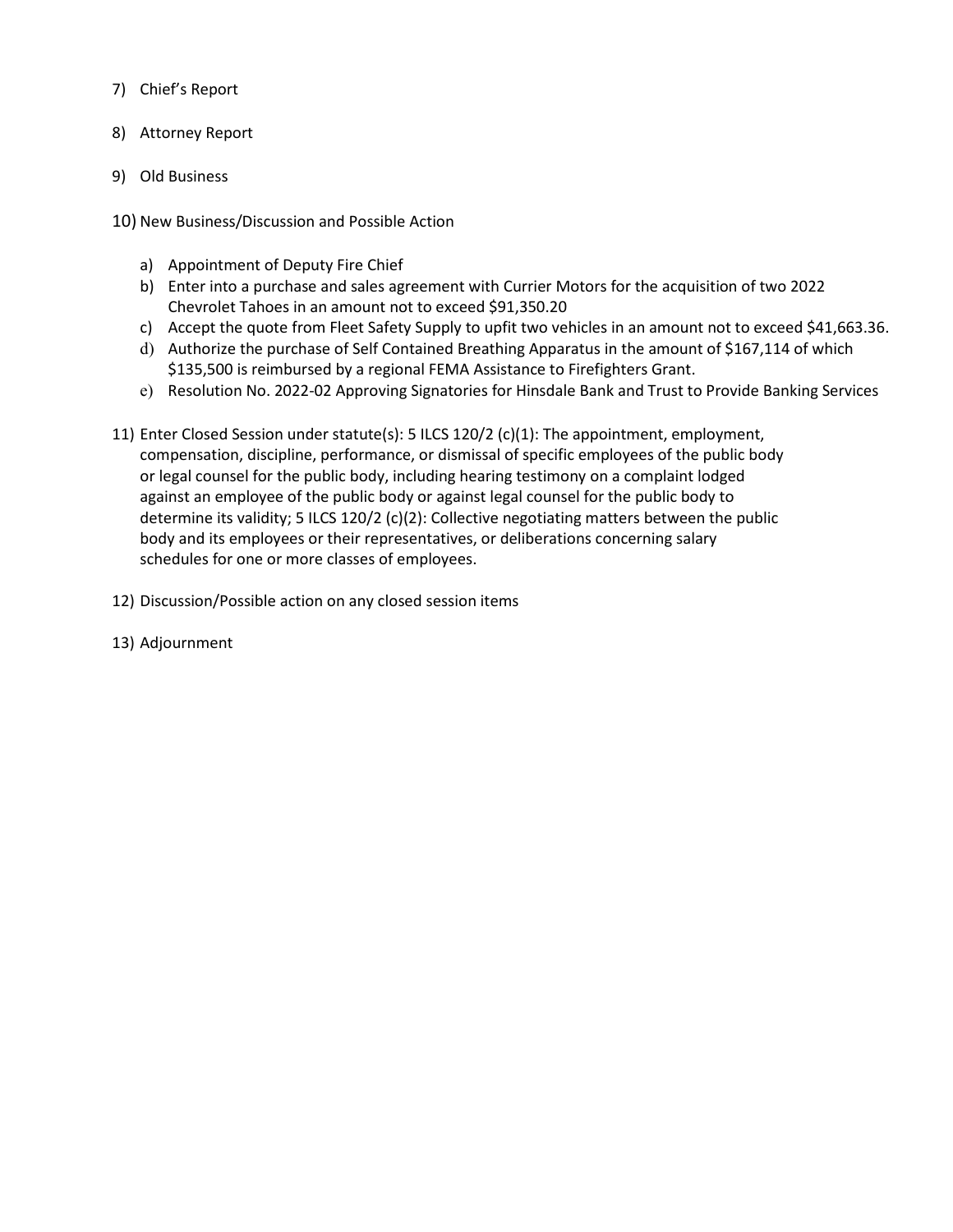7) Chief's Report

8) Attorney Report

9) Old Business

10) New Business/Discussion and Possible Action

   a) Appointment of Deputy Fire Chief
   b) Enter into a purchase and sales agreement with Currier Motors for the acquisition of two 2022 Chevrolet Tahoes in an amount not to exceed $91,350.20
   c) Accept the quote from Fleet Safety Supply to upfit two vehicles in an amount not to exceed $41,663.36.
   d) Authorize the purchase of Self Contained Breathing Apparatus in the amount of $167,114 of which $135,500 is reimbursed by a regional FEMA Assistance to Firefighters Grant.
   e) Resolution No. 2022-02 Approving Signatories for Hinsdale Bank and Trust to Provide Banking Services

11) Enter Closed Session under statute(s): 5 ILCS 120/2 (c)(1): The appointment, employment, compensation, discipline, performance, or dismissal of specific employees of the public body or legal counsel for the public body, including hearing testimony on a complaint lodged against an employee of the public body or against legal counsel for the public body to determine its validity; 5 ILCS 120/2 (c)(2): Collective negotiating matters between the public body and its employees or their representatives, or deliberations concerning salary schedules for one or more classes of employees.

12) Discussion/Possible action on any closed session items

13) Adjournment